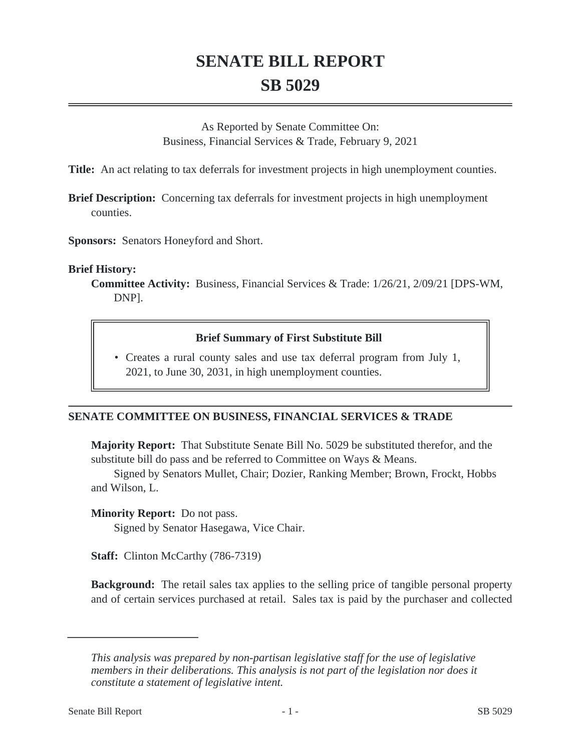# SENATE BILL REPORT
# SB 5029

As Reported by Senate Committee On:
Business, Financial Services & Trade, February 9, 2021

**Title:** An act relating to tax deferrals for investment projects in high unemployment counties.

**Brief Description:** Concerning tax deferrals for investment projects in high unemployment counties.

**Sponsors:** Senators Honeyford and Short.

**Brief History:**

**Committee Activity:** Business, Financial Services & Trade: 1/26/21, 2/09/21 [DPS-WM, DNP].

**Brief Summary of First Substitute Bill**

- Creates a rural county sales and use tax deferral program from July 1, 2021, to June 30, 2031, in high unemployment counties.

## SENATE COMMITTEE ON BUSINESS, FINANCIAL SERVICES & TRADE

**Majority Report:** That Substitute Senate Bill No. 5029 be substituted therefor, and the substitute bill do pass and be referred to Committee on Ways & Means.

Signed by Senators Mullet, Chair; Dozier, Ranking Member; Brown, Frockt, Hobbs and Wilson, L.

**Minority Report:** Do not pass.

Signed by Senator Hasegawa, Vice Chair.

**Staff:** Clinton McCarthy (786-7319)

**Background:** The retail sales tax applies to the selling price of tangible personal property and of certain services purchased at retail. Sales tax is paid by the purchaser and collected

---

*This analysis was prepared by non-partisan legislative staff for the use of legislative members in their deliberations. This analysis is not part of the legislation nor does it constitute a statement of legislative intent.*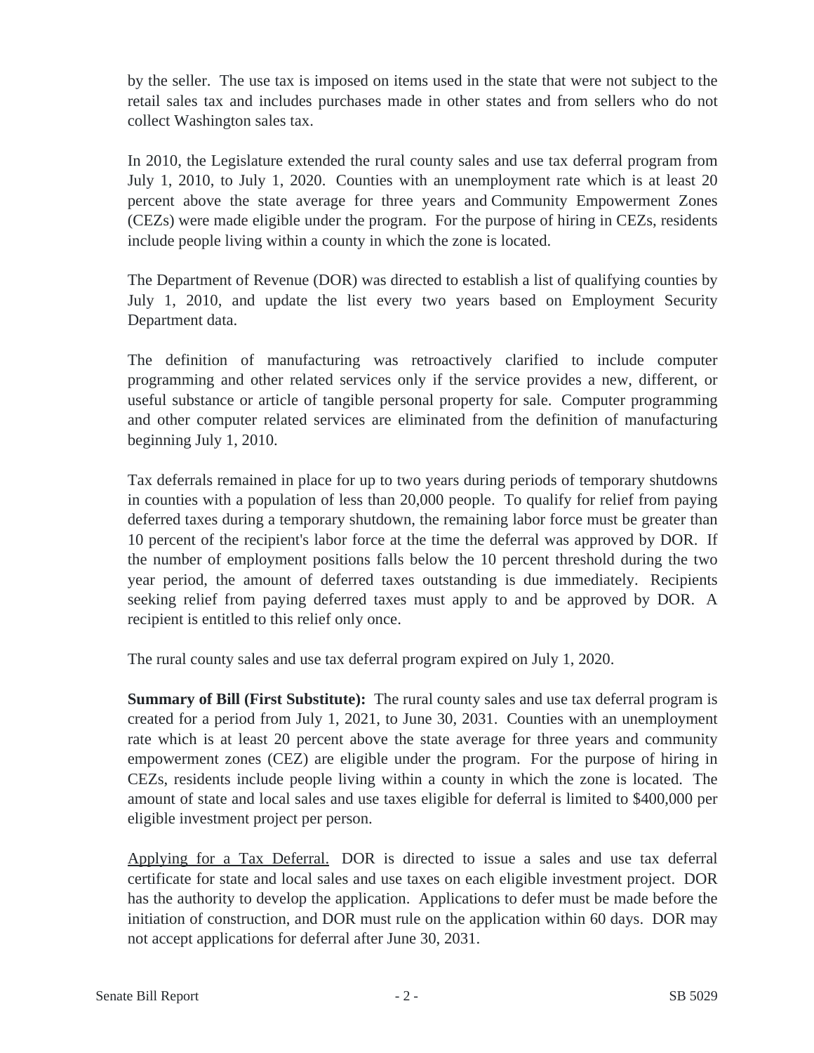by the seller. The use tax is imposed on items used in the state that were not subject to the retail sales tax and includes purchases made in other states and from sellers who do not collect Washington sales tax.

In 2010, the Legislature extended the rural county sales and use tax deferral program from July 1, 2010, to July 1, 2020. Counties with an unemployment rate which is at least 20 percent above the state average for three years and Community Empowerment Zones (CEZs) were made eligible under the program. For the purpose of hiring in CEZs, residents include people living within a county in which the zone is located.

The Department of Revenue (DOR) was directed to establish a list of qualifying counties by July 1, 2010, and update the list every two years based on Employment Security Department data.

The definition of manufacturing was retroactively clarified to include computer programming and other related services only if the service provides a new, different, or useful substance or article of tangible personal property for sale. Computer programming and other computer related services are eliminated from the definition of manufacturing beginning July 1, 2010.

Tax deferrals remained in place for up to two years during periods of temporary shutdowns in counties with a population of less than 20,000 people. To qualify for relief from paying deferred taxes during a temporary shutdown, the remaining labor force must be greater than 10 percent of the recipient's labor force at the time the deferral was approved by DOR. If the number of employment positions falls below the 10 percent threshold during the two year period, the amount of deferred taxes outstanding is due immediately. Recipients seeking relief from paying deferred taxes must apply to and be approved by DOR. A recipient is entitled to this relief only once.

The rural county sales and use tax deferral program expired on July 1, 2020.

**Summary of Bill (First Substitute):** The rural county sales and use tax deferral program is created for a period from July 1, 2021, to June 30, 2031. Counties with an unemployment rate which is at least 20 percent above the state average for three years and community empowerment zones (CEZ) are eligible under the program. For the purpose of hiring in CEZs, residents include people living within a county in which the zone is located. The amount of state and local sales and use taxes eligible for deferral is limited to $400,000 per eligible investment project per person.

Applying for a Tax Deferral. DOR is directed to issue a sales and use tax deferral certificate for state and local sales and use taxes on each eligible investment project. DOR has the authority to develop the application. Applications to defer must be made before the initiation of construction, and DOR must rule on the application within 60 days. DOR may not accept applications for deferral after June 30, 2031.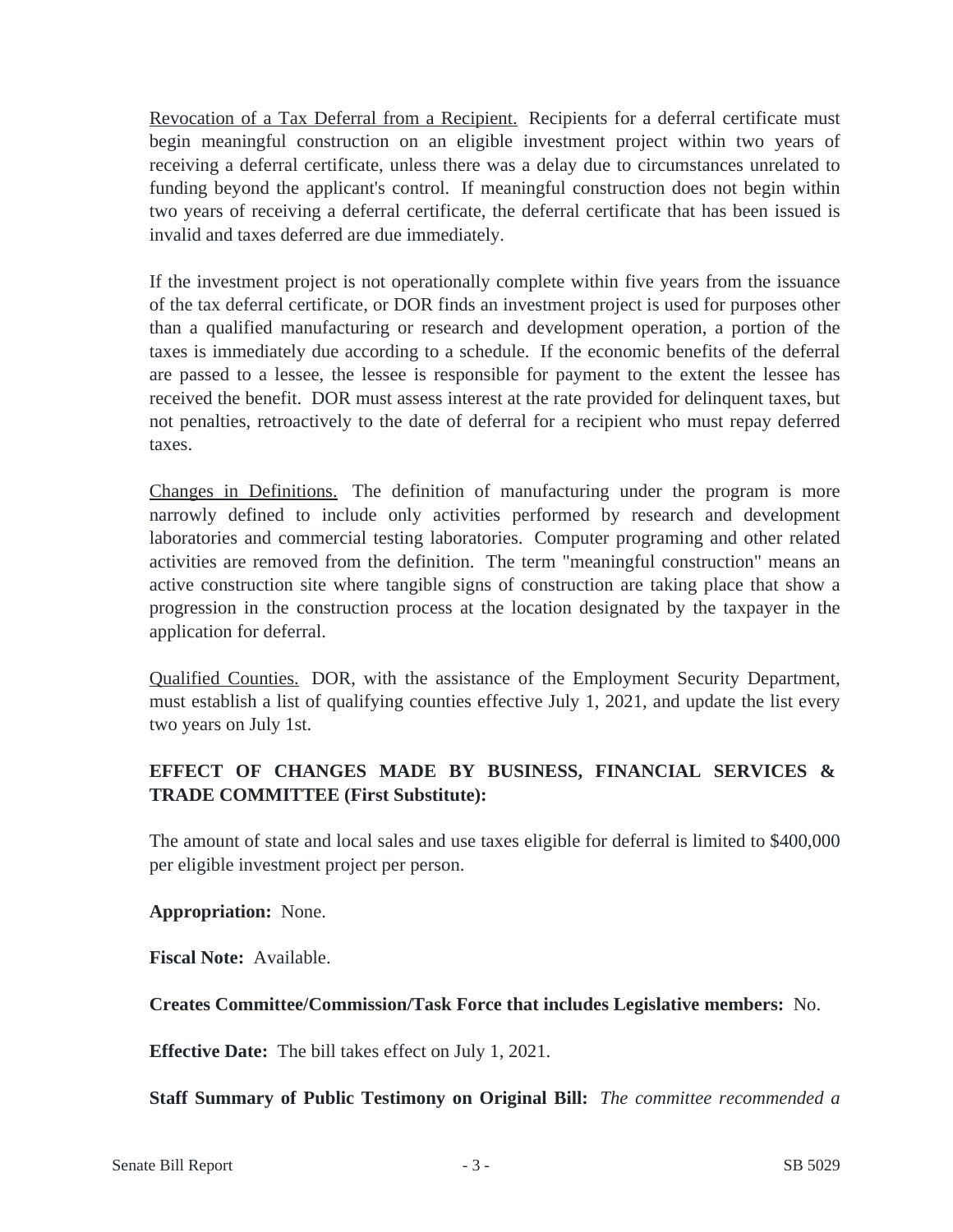Revocation of a Tax Deferral from a Recipient. Recipients for a deferral certificate must begin meaningful construction on an eligible investment project within two years of receiving a deferral certificate, unless there was a delay due to circumstances unrelated to funding beyond the applicant's control. If meaningful construction does not begin within two years of receiving a deferral certificate, the deferral certificate that has been issued is invalid and taxes deferred are due immediately.

If the investment project is not operationally complete within five years from the issuance of the tax deferral certificate, or DOR finds an investment project is used for purposes other than a qualified manufacturing or research and development operation, a portion of the taxes is immediately due according to a schedule. If the economic benefits of the deferral are passed to a lessee, the lessee is responsible for payment to the extent the lessee has received the benefit. DOR must assess interest at the rate provided for delinquent taxes, but not penalties, retroactively to the date of deferral for a recipient who must repay deferred taxes.

Changes in Definitions. The definition of manufacturing under the program is more narrowly defined to include only activities performed by research and development laboratories and commercial testing laboratories. Computer programing and other related activities are removed from the definition. The term "meaningful construction" means an active construction site where tangible signs of construction are taking place that show a progression in the construction process at the location designated by the taxpayer in the application for deferral.

Qualified Counties. DOR, with the assistance of the Employment Security Department, must establish a list of qualifying counties effective July 1, 2021, and update the list every two years on July 1st.

**EFFECT OF CHANGES MADE BY BUSINESS, FINANCIAL SERVICES & TRADE COMMITTEE (First Substitute):**

The amount of state and local sales and use taxes eligible for deferral is limited to $400,000 per eligible investment project per person.

**Appropriation:** None.

**Fiscal Note:** Available.

**Creates Committee/Commission/Task Force that includes Legislative members:** No.

**Effective Date:** The bill takes effect on July 1, 2021.

**Staff Summary of Public Testimony on Original Bill:** *The committee recommended a*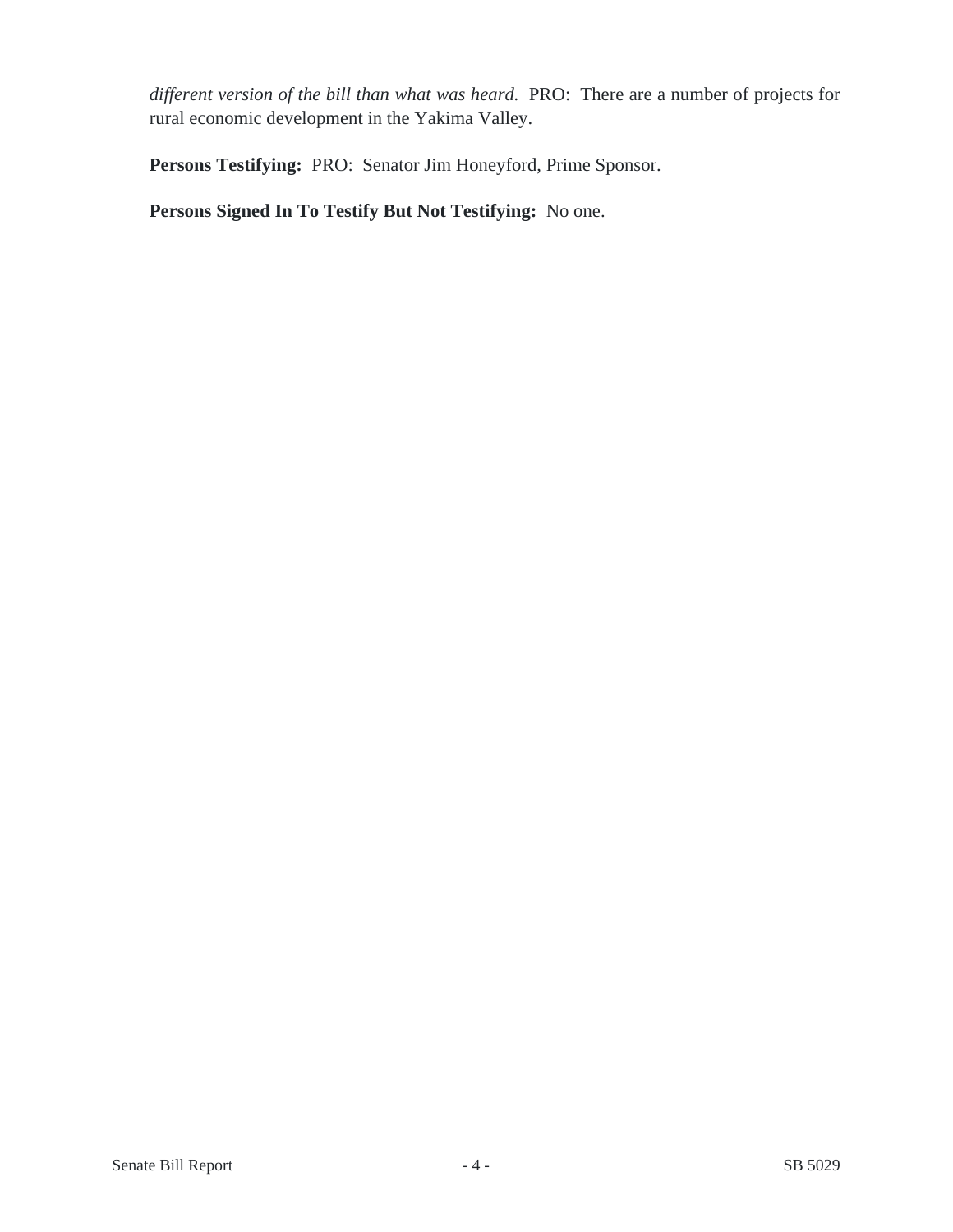*different version of the bill than what was heard.* PRO: There are a number of projects for rural economic development in the Yakima Valley.

**Persons Testifying:** PRO: Senator Jim Honeyford, Prime Sponsor.

**Persons Signed In To Testify But Not Testifying:** No one.